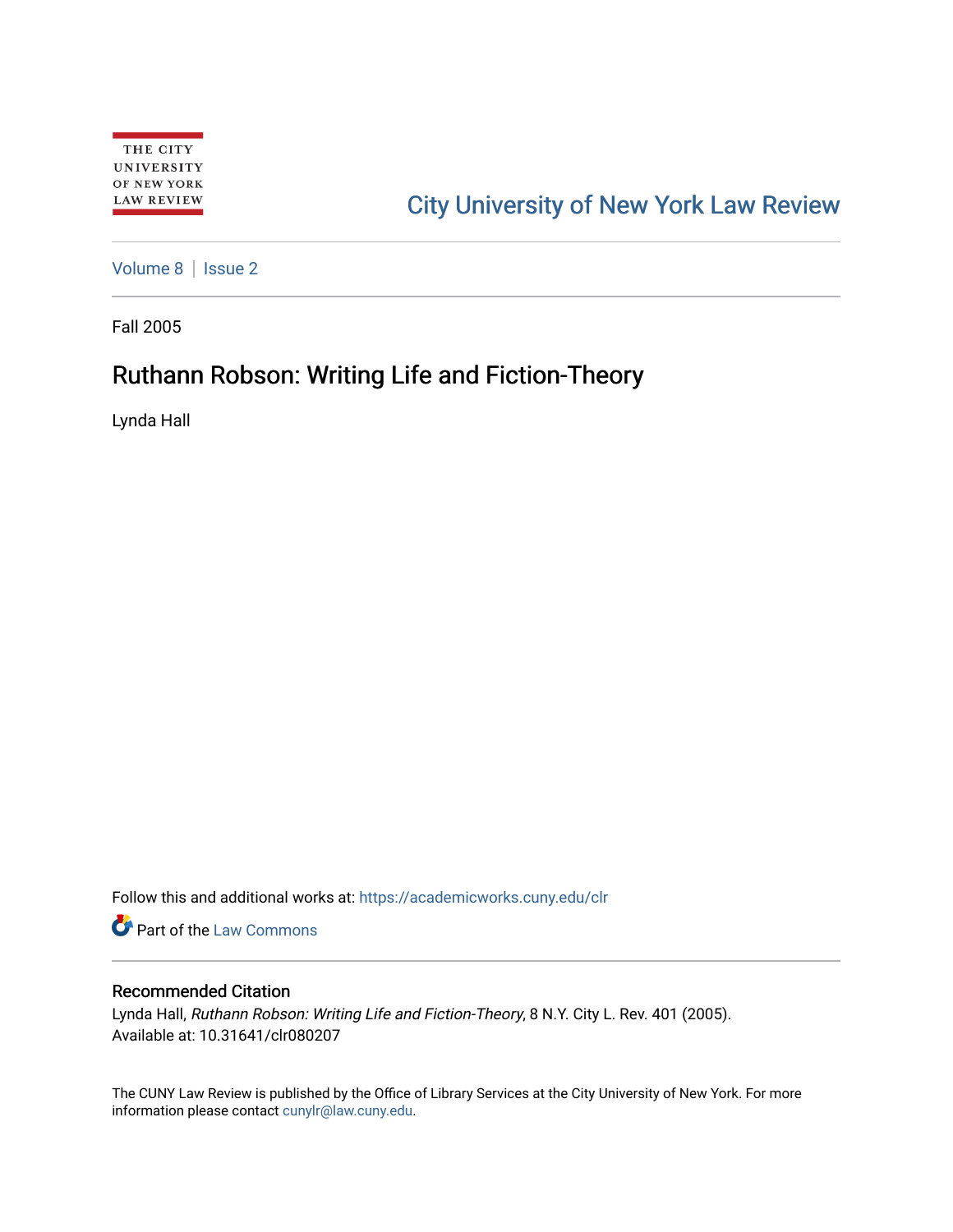THE CITY UNIVERSITY OF NEW YORK LAW REVIEW

City University of New York Law Review

Volume 8 | Issue 2

Fall 2005

# Ruthann Robson: Writing Life and Fiction-Theory

Lynda Hall

Follow this and additional works at: https://academicworks.cuny.edu/clr

Part of the Law Commons

## Recommended Citation

Lynda Hall, *Ruthann Robson: Writing Life and Fiction-Theory*, 8 N.Y. City L. Rev. 401 (2005).
Available at: 10.31641/clr080207

The CUNY Law Review is published by the Office of Library Services at the City University of New York. For more information please contact cunylr@law.cuny.edu.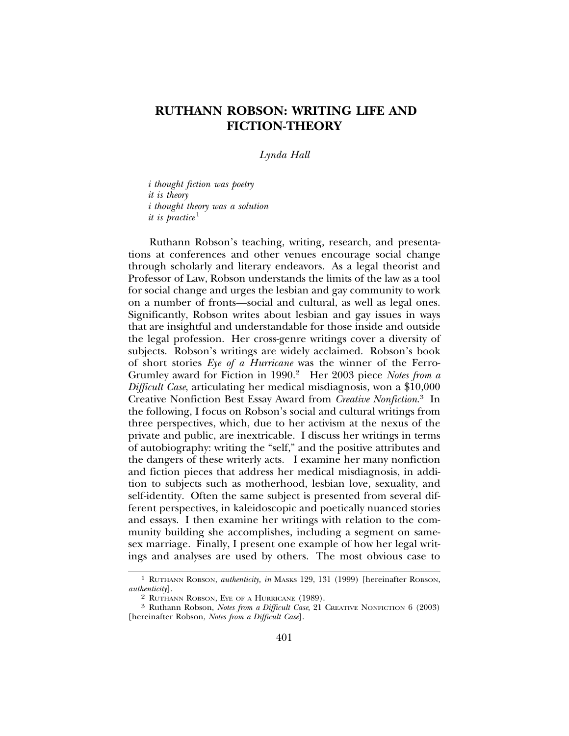# RUTHANN ROBSON: WRITING LIFE AND FICTION-THEORY

*Lynda Hall*

> *i thought fiction was poetry*
> *it is theory*
> *i thought theory was a solution*
> *it is practice*[1]

Ruthann Robson's teaching, writing, research, and presentations at conferences and other venues encourage social change through scholarly and literary endeavors. As a legal theorist and Professor of Law, Robson understands the limits of the law as a tool for social change and urges the lesbian and gay community to work on a number of fronts—social and cultural, as well as legal ones. Significantly, Robson writes about lesbian and gay issues in ways that are insightful and understandable for those inside and outside the legal profession. Her cross-genre writings cover a diversity of subjects. Robson's writings are widely acclaimed. Robson's book of short stories *Eye of a Hurricane* was the winner of the Ferro-Grumley award for Fiction in 1990.[2] Her 2003 piece *Notes from a Difficult Case*, articulating her medical misdiagnosis, won a $10,000 Creative Nonfiction Best Essay Award from *Creative Nonfiction*.[3] In the following, I focus on Robson's social and cultural writings from three perspectives, which, due to her activism at the nexus of the private and public, are inextricable. I discuss her writings in terms of autobiography: writing the "self," and the positive attributes and the dangers of these writerly acts. I examine her many nonfiction and fiction pieces that address her medical misdiagnosis, in addition to subjects such as motherhood, lesbian love, sexuality, and self-identity. Often the same subject is presented from several different perspectives, in kaleidoscopic and poetically nuanced stories and essays. I then examine her writings with relation to the community building she accomplishes, including a segment on same-sex marriage. Finally, I present one example of how her legal writings and analyses are used by others. The most obvious case to

---

[1] RUTHANN ROBSON, *authenticity, in* MASKS 129, 131 (1999) [hereinafter ROBSON, *authenticity*].

[2] RUTHANN ROBSON, EYE OF A HURRICANE (1989).

[3] Ruthann Robson, *Notes from a Difficult Case*, 21 CREATIVE NONFICTION 6 (2003) [hereinafter Robson, *Notes from a Difficult Case*].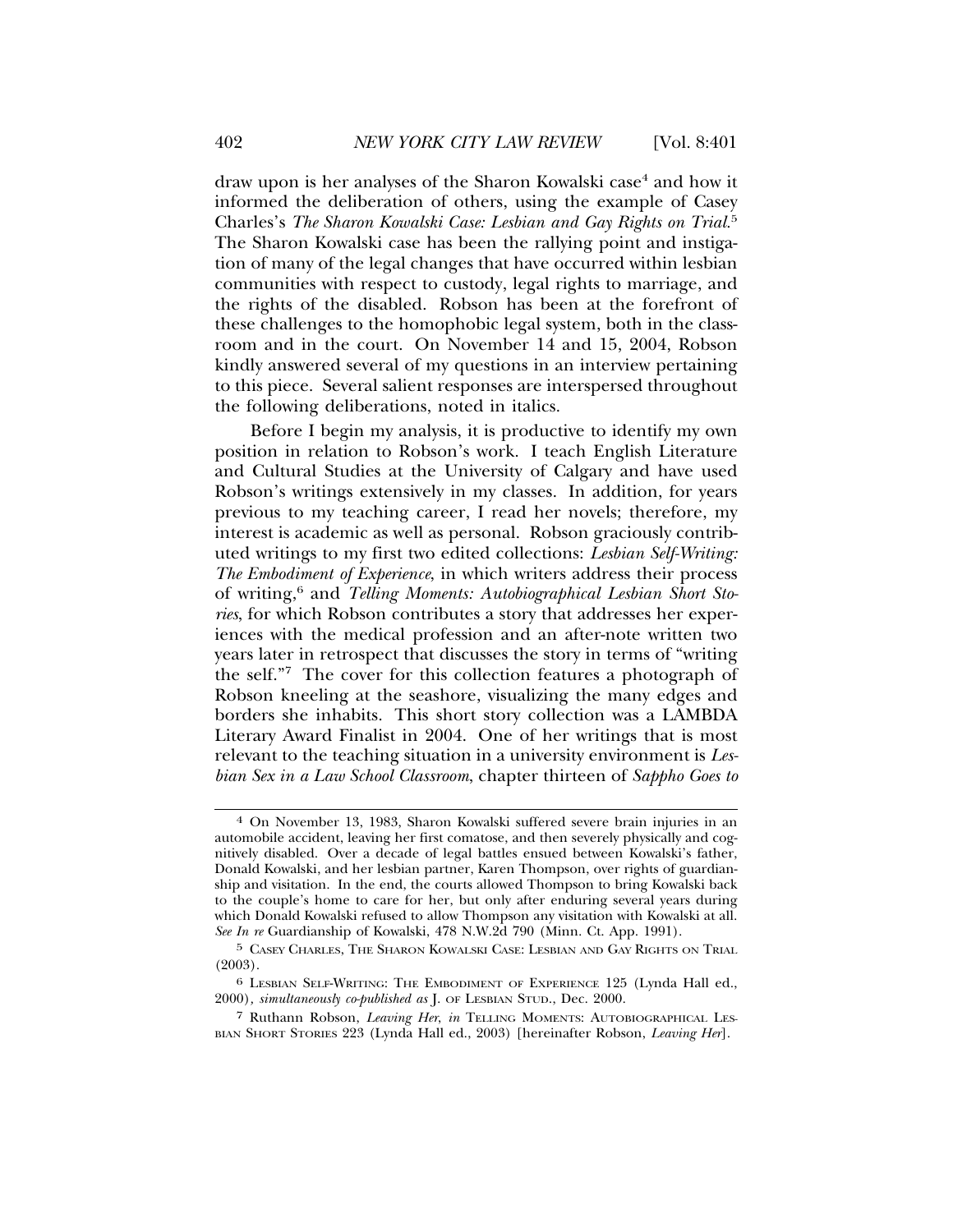draw upon is her analyses of the Sharon Kowalski case[4] and how it informed the deliberation of others, using the example of Casey Charles's *The Sharon Kowalski Case: Lesbian and Gay Rights on Trial*.[5] The Sharon Kowalski case has been the rallying point and instigation of many of the legal changes that have occurred within lesbian communities with respect to custody, legal rights to marriage, and the rights of the disabled. Robson has been at the forefront of these challenges to the homophobic legal system, both in the classroom and in the court. On November 14 and 15, 2004, Robson kindly answered several of my questions in an interview pertaining to this piece. Several salient responses are interspersed throughout the following deliberations, noted in italics.

Before I begin my analysis, it is productive to identify my own position in relation to Robson's work. I teach English Literature and Cultural Studies at the University of Calgary and have used Robson's writings extensively in my classes. In addition, for years previous to my teaching career, I read her novels; therefore, my interest is academic as well as personal. Robson graciously contributed writings to my first two edited collections: *Lesbian Self-Writing: The Embodiment of Experience*, in which writers address their process of writing,[6] and *Telling Moments: Autobiographical Lesbian Short Stories*, for which Robson contributes a story that addresses her experiences with the medical profession and an after-note written two years later in retrospect that discusses the story in terms of "writing the self."[7] The cover for this collection features a photograph of Robson kneeling at the seashore, visualizing the many edges and borders she inhabits. This short story collection was a LAMBDA Literary Award Finalist in 2004. One of her writings that is most relevant to the teaching situation in a university environment is *Lesbian Sex in a Law School Classroom*, chapter thirteen of *Sappho Goes to*

---

[4] On November 13, 1983, Sharon Kowalski suffered severe brain injuries in an automobile accident, leaving her first comatose, and then severely physically and cognitively disabled. Over a decade of legal battles ensued between Kowalski's father, Donald Kowalski, and her lesbian partner, Karen Thompson, over rights of guardianship and visitation. In the end, the courts allowed Thompson to bring Kowalski back to the couple's home to care for her, but only after enduring several years during which Donald Kowalski refused to allow Thompson any visitation with Kowalski at all. *See In re* Guardianship of Kowalski, 478 N.W.2d 790 (Minn. Ct. App. 1991).

[5] CASEY CHARLES, THE SHARON KOWALSKI CASE: LESBIAN AND GAY RIGHTS ON TRIAL (2003).

[6] LESBIAN SELF-WRITING: THE EMBODIMENT OF EXPERIENCE 125 (Lynda Hall ed., 2000), *simultaneously co-published as* J. OF LESBIAN STUD., Dec. 2000.

[7] Ruthann Robson, *Leaving Her*, *in* TELLING MOMENTS: AUTOBIOGRAPHICAL LESBIAN SHORT STORIES 223 (Lynda Hall ed., 2003) [hereinafter Robson, *Leaving Her*].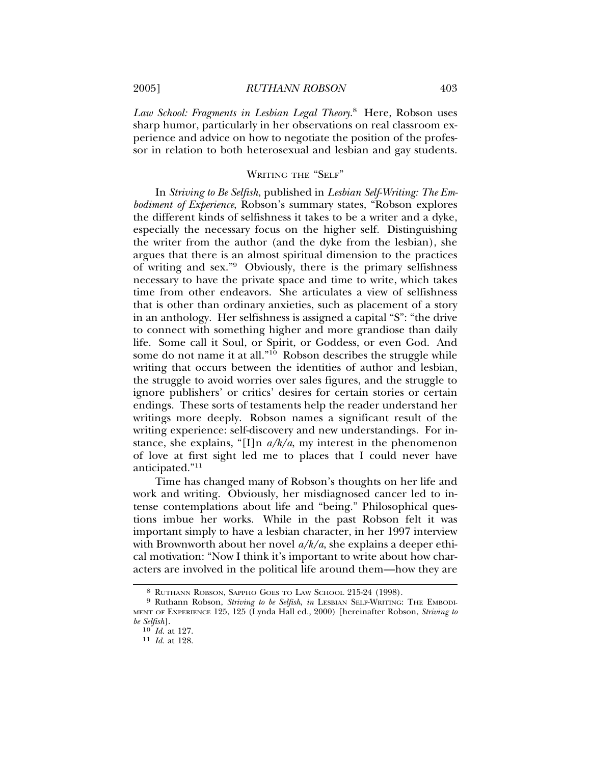*Law School: Fragments in Lesbian Legal Theory*.[8] Here, Robson uses sharp humor, particularly in her observations on real classroom experience and advice on how to negotiate the position of the professor in relation to both heterosexual and lesbian and gay students.

## Writing the "Self"

In *Striving to Be Selfish*, published in *Lesbian Self-Writing: The Embodiment of Experience*, Robson's summary states, "Robson explores the different kinds of selfishness it takes to be a writer and a dyke, especially the necessary focus on the higher self. Distinguishing the writer from the author (and the dyke from the lesbian), she argues that there is an almost spiritual dimension to the practices of writing and sex."[9] Obviously, there is the primary selfishness necessary to have the private space and time to write, which takes time from other endeavors. She articulates a view of selfishness that is other than ordinary anxieties, such as placement of a story in an anthology. Her selfishness is assigned a capital "S": "the drive to connect with something higher and more grandiose than daily life. Some call it Soul, or Spirit, or Goddess, or even God. And some do not name it at all."[10] Robson describes the struggle while writing that occurs between the identities of author and lesbian, the struggle to avoid worries over sales figures, and the struggle to ignore publishers' or critics' desires for certain stories or certain endings. These sorts of testaments help the reader understand her writings more deeply. Robson names a significant result of the writing experience: self-discovery and new understandings. For instance, she explains, "[I]n *a/k/a*, my interest in the phenomenon of love at first sight led me to places that I could never have anticipated."[11]

Time has changed many of Robson's thoughts on her life and work and writing. Obviously, her misdiagnosed cancer led to intense contemplations about life and "being." Philosophical questions imbue her works. While in the past Robson felt it was important simply to have a lesbian character, in her 1997 interview with Brownworth about her novel *a/k/a*, she explains a deeper ethical motivation: "Now I think it's important to write about how characters are involved in the political life around them—how they are

---

[8] Ruthann Robson, Sappho Goes to Law School 215-24 (1998).

[9] Ruthann Robson, *Striving to be Selfish*, *in* Lesbian Self-Writing: The Embodiment of Experience 125, 125 (Lynda Hall ed., 2000) [hereinafter Robson, *Striving to be Selfish*].

[10] *Id.* at 127.

[11] *Id.* at 128.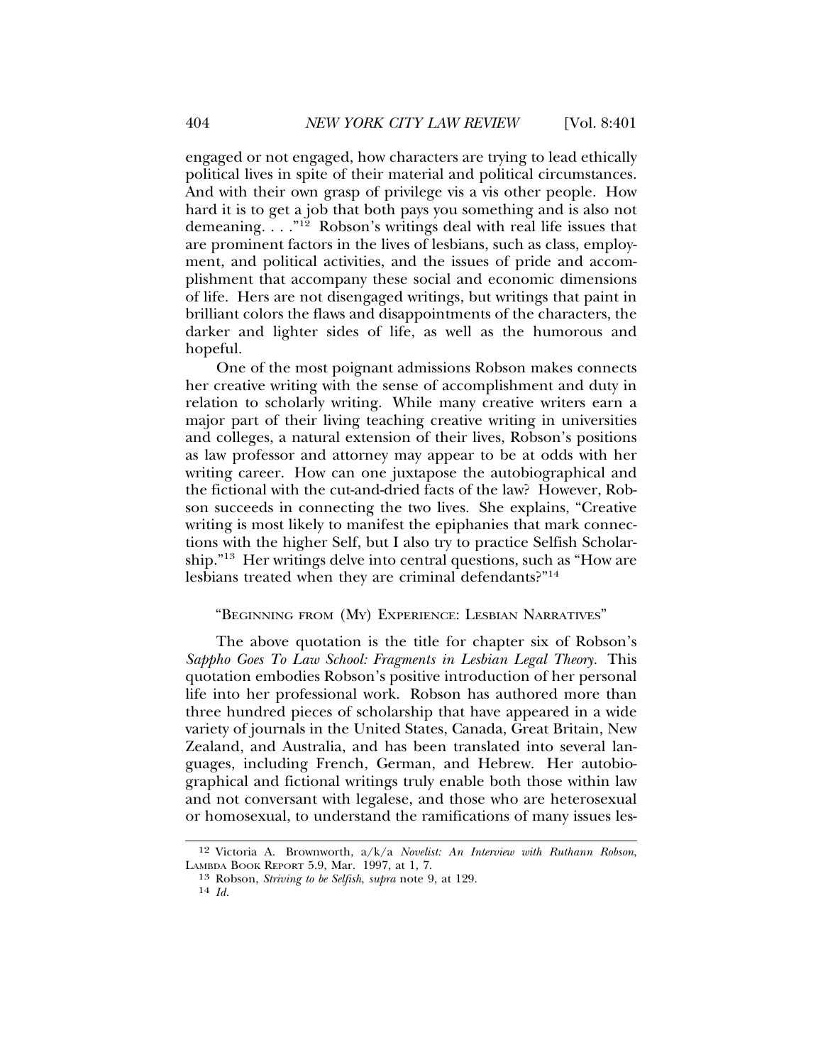engaged or not engaged, how characters are trying to lead ethically political lives in spite of their material and political circumstances. And with their own grasp of privilege vis a vis other people. How hard it is to get a job that both pays you something and is also not demeaning. . . ."[12] Robson's writings deal with real life issues that are prominent factors in the lives of lesbians, such as class, employment, and political activities, and the issues of pride and accomplishment that accompany these social and economic dimensions of life. Hers are not disengaged writings, but writings that paint in brilliant colors the flaws and disappointments of the characters, the darker and lighter sides of life, as well as the humorous and hopeful.

One of the most poignant admissions Robson makes connects her creative writing with the sense of accomplishment and duty in relation to scholarly writing. While many creative writers earn a major part of their living teaching creative writing in universities and colleges, a natural extension of their lives, Robson's positions as law professor and attorney may appear to be at odds with her writing career. How can one juxtapose the autobiographical and the fictional with the cut-and-dried facts of the law? However, Robson succeeds in connecting the two lives. She explains, "Creative writing is most likely to manifest the epiphanies that mark connections with the higher Self, but I also try to practice Selfish Scholarship."[13] Her writings delve into central questions, such as "How are lesbians treated when they are criminal defendants?"[14]

"BEGINNING FROM (MY) EXPERIENCE: LESBIAN NARRATIVES"

The above quotation is the title for chapter six of Robson's *Sappho Goes To Law School: Fragments in Lesbian Legal Theory*. This quotation embodies Robson's positive introduction of her personal life into her professional work. Robson has authored more than three hundred pieces of scholarship that have appeared in a wide variety of journals in the United States, Canada, Great Britain, New Zealand, and Australia, and has been translated into several languages, including French, German, and Hebrew. Her autobiographical and fictional writings truly enable both those within law and not conversant with legalese, and those who are heterosexual or homosexual, to understand the ramifications of many issues les-

---

[12] Victoria A. Brownworth, a/k/a *Novelist: An Interview with Ruthann Robson*, LAMBDA BOOK REPORT 5.9, Mar. 1997, at 1, 7.

[13] Robson, *Striving to be Selfish*, *supra* note 9, at 129.

[14] *Id.*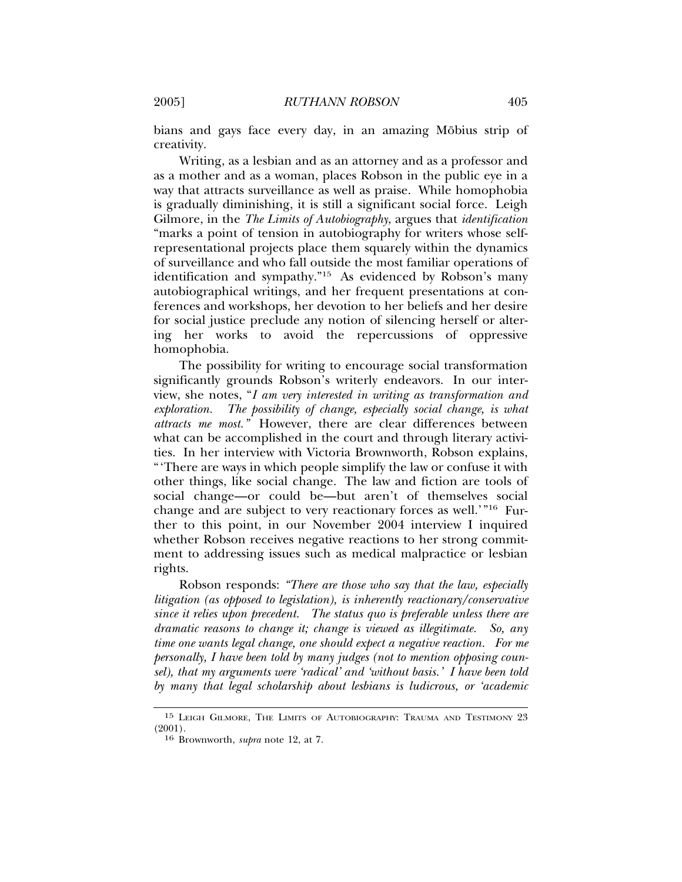bians and gays face every day, in an amazing Möbius strip of creativity.

Writing, as a lesbian and as an attorney and as a professor and as a mother and as a woman, places Robson in the public eye in a way that attracts surveillance as well as praise. While homophobia is gradually diminishing, it is still a significant social force. Leigh Gilmore, in the *The Limits of Autobiography*, argues that *identification* "marks a point of tension in autobiography for writers whose self-representational projects place them squarely within the dynamics of surveillance and who fall outside the most familiar operations of identification and sympathy."[15] As evidenced by Robson's many autobiographical writings, and her frequent presentations at conferences and workshops, her devotion to her beliefs and her desire for social justice preclude any notion of silencing herself or altering her works to avoid the repercussions of oppressive homophobia.

The possibility for writing to encourage social transformation significantly grounds Robson's writerly endeavors. In our interview, she notes, "*I am very interested in writing as transformation and exploration. The possibility of change, especially social change, is what attracts me most.*" However, there are clear differences between what can be accomplished in the court and through literary activities. In her interview with Victoria Brownworth, Robson explains, "'There are ways in which people simplify the law or confuse it with other things, like social change. The law and fiction are tools of social change—or could be—but aren't of themselves social change and are subject to very reactionary forces as well.'"[16] Further to this point, in our November 2004 interview I inquired whether Robson receives negative reactions to her strong commitment to addressing issues such as medical malpractice or lesbian rights.

Robson responds: *"There are those who say that the law, especially litigation (as opposed to legislation), is inherently reactionary/conservative since it relies upon precedent. The status quo is preferable unless there are dramatic reasons to change it; change is viewed as illegitimate. So, any time one wants legal change, one should expect a negative reaction. For me personally, I have been told by many judges (not to mention opposing counsel), that my arguments were 'radical' and 'without basis.' I have been told by many that legal scholarship about lesbians is ludicrous, or 'academic*

---

[15] Leigh Gilmore, The Limits of Autobiography: Trauma and Testimony 23 (2001).

[16] Brownworth, *supra* note 12, at 7.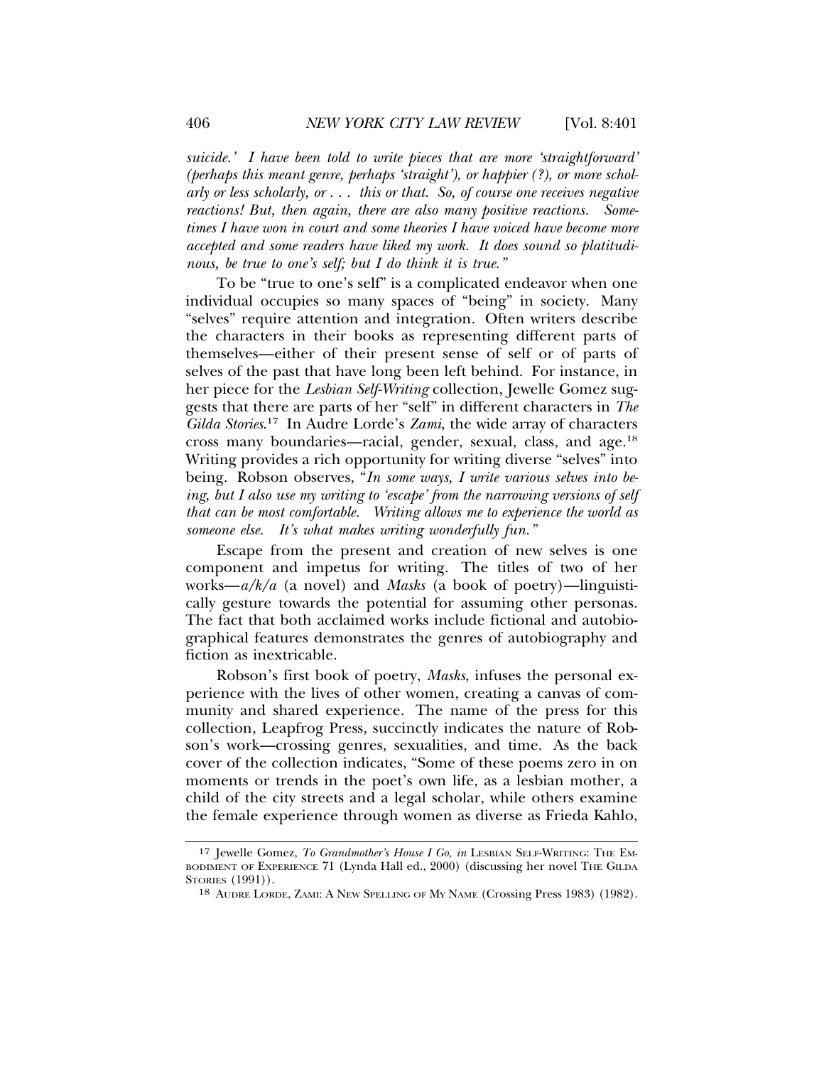*suicide.' I have been told to write pieces that are more 'straightforward' (perhaps this meant genre, perhaps 'straight'), or happier (?), or more scholarly or less scholarly, or . . . this or that. So, of course one receives negative reactions! But, then again, there are also many positive reactions. Sometimes I have won in court and some theories I have voiced have become more accepted and some readers have liked my work. It does sound so platitudinous, be true to one's self; but I do think it is true."*

To be "true to one's self" is a complicated endeavor when one individual occupies so many spaces of "being" in society. Many "selves" require attention and integration. Often writers describe the characters in their books as representing different parts of themselves—either of their present sense of self or of parts of selves of the past that have long been left behind. For instance, in her piece for the *Lesbian Self-Writing* collection, Jewelle Gomez suggests that there are parts of her "self" in different characters in *The Gilda Stories*.[17] In Audre Lorde's *Zami*, the wide array of characters cross many boundaries—racial, gender, sexual, class, and age.[18] Writing provides a rich opportunity for writing diverse "selves" into being. Robson observes, "*In some ways, I write various selves into being, but I also use my writing to 'escape' from the narrowing versions of self that can be most comfortable. Writing allows me to experience the world as someone else. It's what makes writing wonderfully fun.*"

Escape from the present and creation of new selves is one component and impetus for writing. The titles of two of her works—*a/k/a* (a novel) and *Masks* (a book of poetry)—linguistically gesture towards the potential for assuming other personas. The fact that both acclaimed works include fictional and autobiographical features demonstrates the genres of autobiography and fiction as inextricable.

Robson's first book of poetry, *Masks*, infuses the personal experience with the lives of other women, creating a canvas of community and shared experience. The name of the press for this collection, Leapfrog Press, succinctly indicates the nature of Robson's work—crossing genres, sexualities, and time. As the back cover of the collection indicates, "Some of these poems zero in on moments or trends in the poet's own life, as a lesbian mother, a child of the city streets and a legal scholar, while others examine the female experience through women as diverse as Frieda Kahlo,

---

17 Jewelle Gomez, *To Grandmother's House I Go*, *in* LESBIAN SELF-WRITING: THE EMBODIMENT OF EXPERIENCE 71 (Lynda Hall ed., 2000) (discussing her novel THE GILDA STORIES (1991)).

18 AUDRE LORDE, ZAMI: A NEW SPELLING OF MY NAME (Crossing Press 1983) (1982).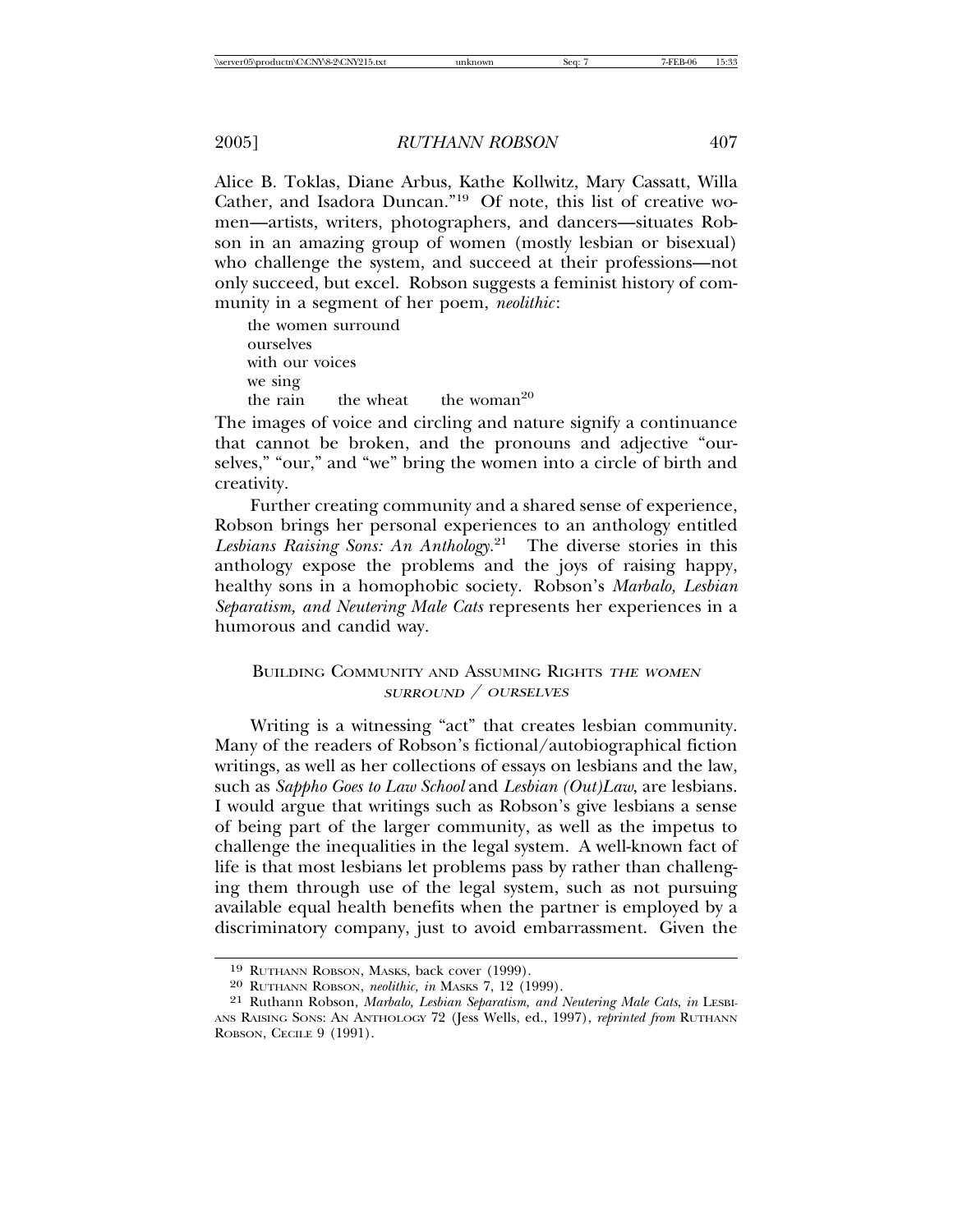Alice B. Toklas, Diane Arbus, Kathe Kollwitz, Mary Cassatt, Willa Cather, and Isadora Duncan."[19] Of note, this list of creative women—artists, writers, photographers, and dancers—situates Robson in an amazing group of women (mostly lesbian or bisexual) who challenge the system, and succeed at their professions—not only succeed, but excel. Robson suggests a feminist history of community in a segment of her poem, *neolithic*:

> the women surround
> ourselves
> with our voices
> we sing
> the rain     the wheat     the woman[20]

The images of voice and circling and nature signify a continuance that cannot be broken, and the pronouns and adjective "ourselves," "our," and "we" bring the women into a circle of birth and creativity.

Further creating community and a shared sense of experience, Robson brings her personal experiences to an anthology entitled *Lesbians Raising Sons: An Anthology*.[21] The diverse stories in this anthology expose the problems and the joys of raising happy, healthy sons in a homophobic society. Robson's *Marbalo, Lesbian Separatism, and Neutering Male Cats* represents her experiences in a humorous and candid way.

## Building Community and Assuming Rights *the women surround / ourselves*

Writing is a witnessing "act" that creates lesbian community. Many of the readers of Robson's fictional/autobiographical fiction writings, as well as her collections of essays on lesbians and the law, such as *Sappho Goes to Law School* and *Lesbian (Out)Law*, are lesbians. I would argue that writings such as Robson's give lesbians a sense of being part of the larger community, as well as the impetus to challenge the inequalities in the legal system. A well-known fact of life is that most lesbians let problems pass by rather than challenging them through use of the legal system, such as not pursuing available equal health benefits when the partner is employed by a discriminatory company, just to avoid embarrassment. Given the

---

[19] Ruthann Robson, Masks, back cover (1999).

[20] Ruthann Robson, *neolithic*, *in* Masks 7, 12 (1999).

[21] Ruthann Robson, *Marbalo, Lesbian Separatism, and Neutering Male Cats*, *in* Lesbians Raising Sons: An Anthology 72 (Jess Wells, ed., 1997), *reprinted from* Ruthann Robson, Cecile 9 (1991).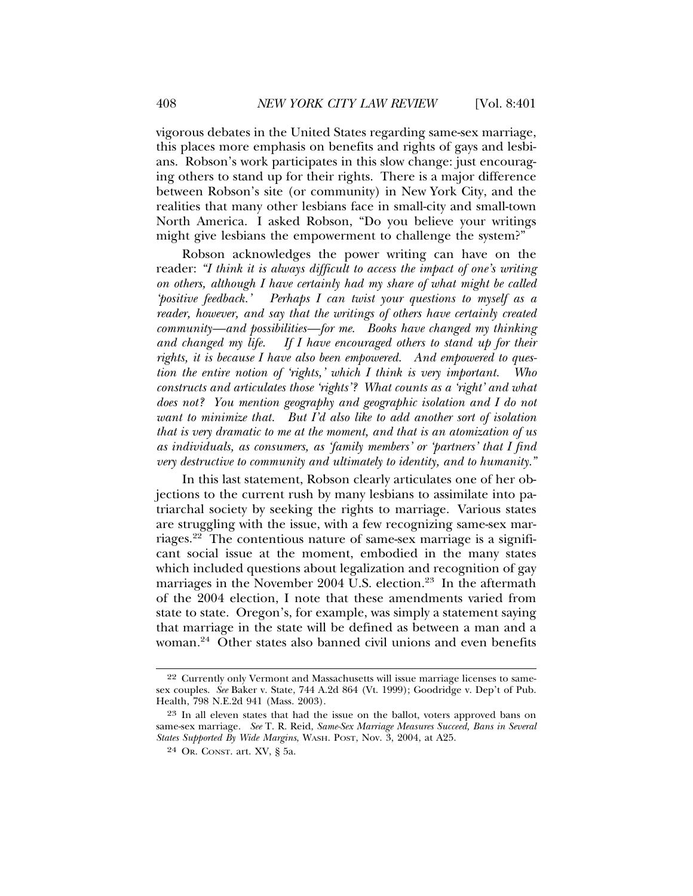vigorous debates in the United States regarding same-sex marriage, this places more emphasis on benefits and rights of gays and lesbians. Robson's work participates in this slow change: just encouraging others to stand up for their rights. There is a major difference between Robson's site (or community) in New York City, and the realities that many other lesbians face in small-city and small-town North America. I asked Robson, "Do you believe your writings might give lesbians the empowerment to challenge the system?"

Robson acknowledges the power writing can have on the reader: *"I think it is always difficult to access the impact of one's writing on others, although I have certainly had my share of what might be called 'positive feedback.' Perhaps I can twist your questions to myself as a reader, however, and say that the writings of others have certainly created community—and possibilities—for me. Books have changed my thinking and changed my life. If I have encouraged others to stand up for their rights, it is because I have also been empowered. And empowered to question the entire notion of 'rights,' which I think is very important. Who constructs and articulates those 'rights'? What counts as a 'right' and what does not? You mention geography and geographic isolation and I do not want to minimize that. But I'd also like to add another sort of isolation that is very dramatic to me at the moment, and that is an atomization of us as individuals, as consumers, as 'family members' or 'partners' that I find very destructive to community and ultimately to identity, and to humanity."*

In this last statement, Robson clearly articulates one of her objections to the current rush by many lesbians to assimilate into patriarchal society by seeking the rights to marriage. Various states are struggling with the issue, with a few recognizing same-sex marriages.[22] The contentious nature of same-sex marriage is a significant social issue at the moment, embodied in the many states which included questions about legalization and recognition of gay marriages in the November 2004 U.S. election.[23] In the aftermath of the 2004 election, I note that these amendments varied from state to state. Oregon's, for example, was simply a statement saying that marriage in the state will be defined as between a man and a woman.[24] Other states also banned civil unions and even benefits

---

[22] Currently only Vermont and Massachusetts will issue marriage licenses to same-sex couples. *See* Baker v. State, 744 A.2d 864 (Vt. 1999); Goodridge v. Dep't of Pub. Health, 798 N.E.2d 941 (Mass. 2003).

[23] In all eleven states that had the issue on the ballot, voters approved bans on same-sex marriage. *See* T. R. Reid, *Same-Sex Marriage Measures Succeed, Bans in Several States Supported By Wide Margins*, WASH. POST, Nov. 3, 2004, at A25.

[24] OR. CONST. art. XV, § 5a.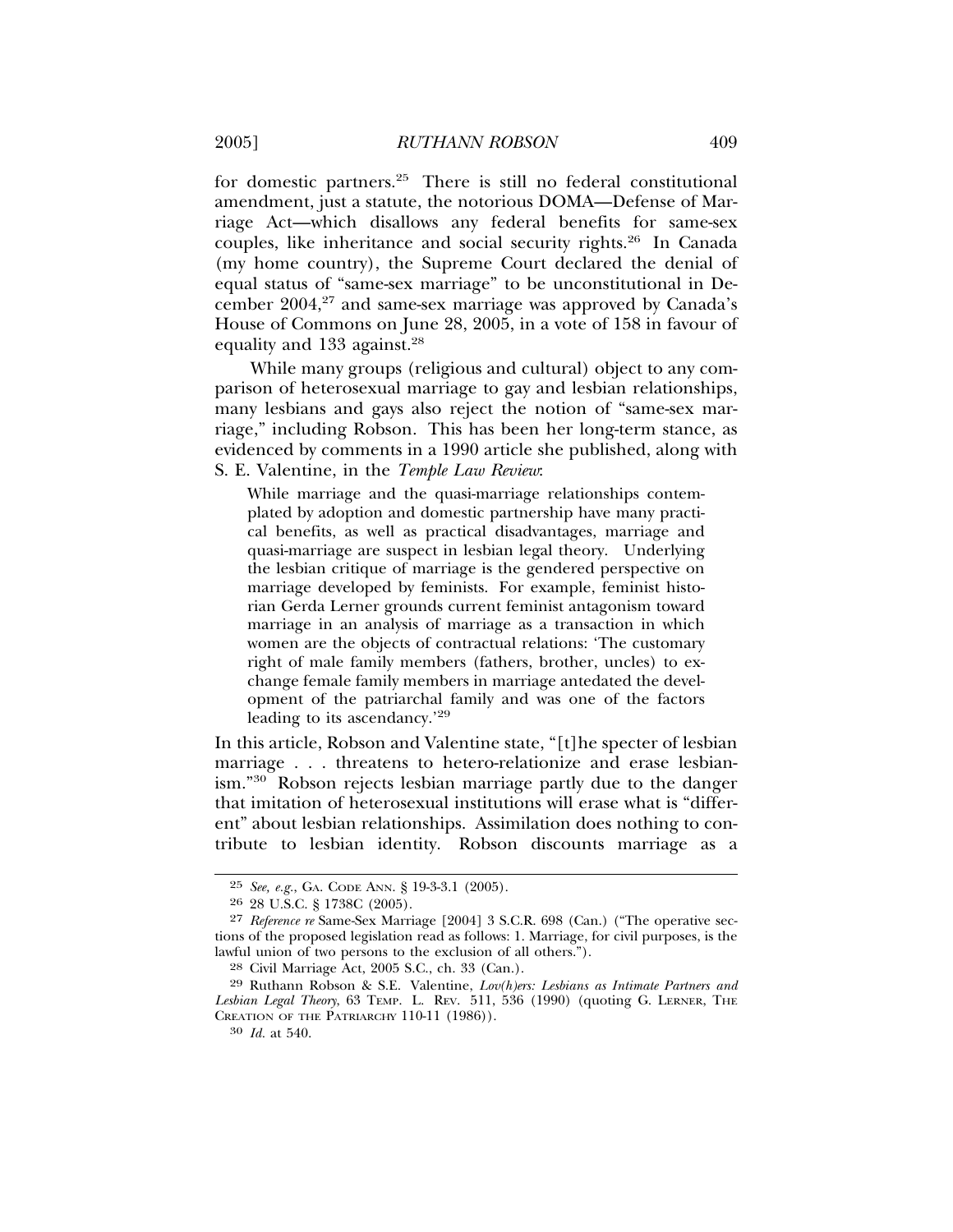for domestic partners.[25] There is still no federal constitutional amendment, just a statute, the notorious DOMA—Defense of Marriage Act—which disallows any federal benefits for same-sex couples, like inheritance and social security rights.[26] In Canada (my home country), the Supreme Court declared the denial of equal status of "same-sex marriage" to be unconstitutional in December 2004,[27] and same-sex marriage was approved by Canada's House of Commons on June 28, 2005, in a vote of 158 in favour of equality and 133 against.[28]

While many groups (religious and cultural) object to any comparison of heterosexual marriage to gay and lesbian relationships, many lesbians and gays also reject the notion of "same-sex marriage," including Robson. This has been her long-term stance, as evidenced by comments in a 1990 article she published, along with S. E. Valentine, in the *Temple Law Review*:

> While marriage and the quasi-marriage relationships contemplated by adoption and domestic partnership have many practical benefits, as well as practical disadvantages, marriage and quasi-marriage are suspect in lesbian legal theory. Underlying the lesbian critique of marriage is the gendered perspective on marriage developed by feminists. For example, feminist historian Gerda Lerner grounds current feminist antagonism toward marriage in an analysis of marriage as a transaction in which women are the objects of contractual relations: 'The customary right of male family members (fathers, brother, uncles) to exchange female family members in marriage antedated the development of the patriarchal family and was one of the factors leading to its ascendancy.'[29]

In this article, Robson and Valentine state, "[t]he specter of lesbian marriage . . . threatens to hetero-relationize and erase lesbianism."[30] Robson rejects lesbian marriage partly due to the danger that imitation of heterosexual institutions will erase what is "different" about lesbian relationships. Assimilation does nothing to contribute to lesbian identity. Robson discounts marriage as a

---

[25] *See, e.g.*, GA. CODE ANN. § 19-3-3.1 (2005).

[26] 28 U.S.C. § 1738C (2005).

[27] *Reference re* Same-Sex Marriage [2004] 3 S.C.R. 698 (Can.) ("The operative sections of the proposed legislation read as follows: 1. Marriage, for civil purposes, is the lawful union of two persons to the exclusion of all others.").

[28] Civil Marriage Act, 2005 S.C., ch. 33 (Can.).

[29] Ruthann Robson & S.E. Valentine, *Lov(h)ers: Lesbians as Intimate Partners and Lesbian Legal Theory*, 63 TEMP. L. REV. 511, 536 (1990) (quoting G. LERNER, THE CREATION OF THE PATRIARCHY 110-11 (1986)).

[30] *Id.* at 540.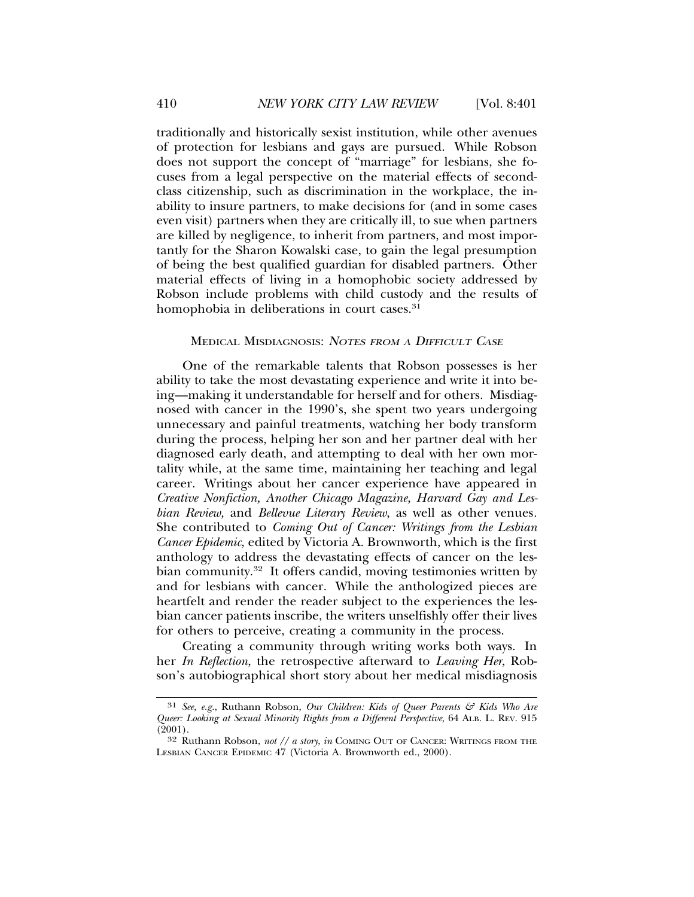traditionally and historically sexist institution, while other avenues of protection for lesbians and gays are pursued. While Robson does not support the concept of "marriage" for lesbians, she focuses from a legal perspective on the material effects of second-class citizenship, such as discrimination in the workplace, the inability to insure partners, to make decisions for (and in some cases even visit) partners when they are critically ill, to sue when partners are killed by negligence, to inherit from partners, and most importantly for the Sharon Kowalski case, to gain the legal presumption of being the best qualified guardian for disabled partners. Other material effects of living in a homophobic society addressed by Robson include problems with child custody and the results of homophobia in deliberations in court cases.[31]

## MEDICAL MISDIAGNOSIS: *NOTES FROM A DIFFICULT CASE*

One of the remarkable talents that Robson possesses is her ability to take the most devastating experience and write it into being—making it understandable for herself and for others. Misdiagnosed with cancer in the 1990's, she spent two years undergoing unnecessary and painful treatments, watching her body transform during the process, helping her son and her partner deal with her diagnosed early death, and attempting to deal with her own mortality while, at the same time, maintaining her teaching and legal career. Writings about her cancer experience have appeared in *Creative Nonfiction, Another Chicago Magazine, Harvard Gay and Lesbian Review,* and *Bellevue Literary Review*, as well as other venues. She contributed to *Coming Out of Cancer: Writings from the Lesbian Cancer Epidemic*, edited by Victoria A. Brownworth, which is the first anthology to address the devastating effects of cancer on the lesbian community.[32] It offers candid, moving testimonies written by and for lesbians with cancer. While the anthologized pieces are heartfelt and render the reader subject to the experiences the lesbian cancer patients inscribe, the writers unselfishly offer their lives for others to perceive, creating a community in the process.

Creating a community through writing works both ways. In her *In Reflection*, the retrospective afterward to *Leaving Her*, Robson's autobiographical short story about her medical misdiagnosis

---

[31] *See, e.g.*, Ruthann Robson, *Our Children: Kids of Queer Parents & Kids Who Are Queer: Looking at Sexual Minority Rights from a Different Perspective*, 64 ALB. L. REV. 915 (2001).

[32] Ruthann Robson, *not // a story*, *in* COMING OUT OF CANCER: WRITINGS FROM THE LESBIAN CANCER EPIDEMIC 47 (Victoria A. Brownworth ed., 2000).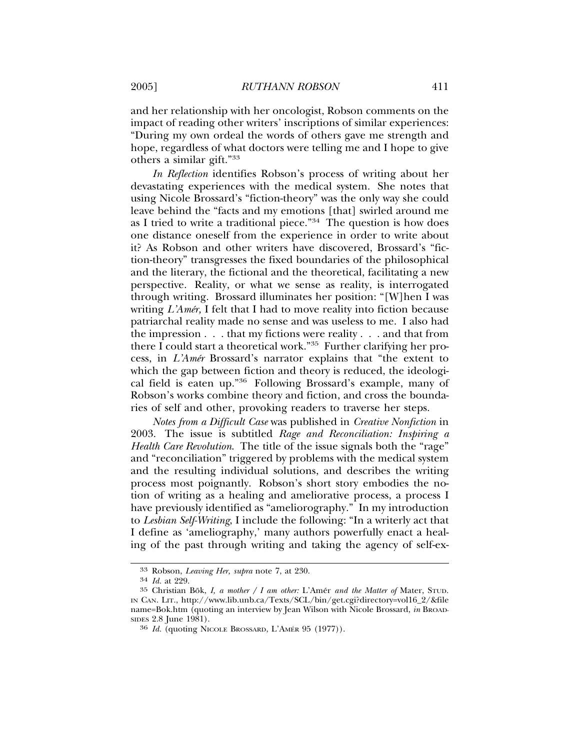and her relationship with her oncologist, Robson comments on the impact of reading other writers' inscriptions of similar experiences: "During my own ordeal the words of others gave me strength and hope, regardless of what doctors were telling me and I hope to give others a similar gift."[33]

*In Reflection* identifies Robson's process of writing about her devastating experiences with the medical system. She notes that using Nicole Brossard's "fiction-theory" was the only way she could leave behind the "facts and my emotions [that] swirled around me as I tried to write a traditional piece."[34] The question is how does one distance oneself from the experience in order to write about it? As Robson and other writers have discovered, Brossard's "fiction-theory" transgresses the fixed boundaries of the philosophical and the literary, the fictional and the theoretical, facilitating a new perspective. Reality, or what we sense as reality, is interrogated through writing. Brossard illuminates her position: "[W]hen I was writing *L'Amér,* I felt that I had to move reality into fiction because patriarchal reality made no sense and was useless to me. I also had the impression . . . that my fictions were reality . . . and that from there I could start a theoretical work."[35] Further clarifying her process, in *L'Amér* Brossard's narrator explains that "the extent to which the gap between fiction and theory is reduced, the ideological field is eaten up."[36] Following Brossard's example, many of Robson's works combine theory and fiction, and cross the boundaries of self and other, provoking readers to traverse her steps.

*Notes from a Difficult Case* was published in *Creative Nonfiction* in 2003. The issue is subtitled *Rage and Reconciliation: Inspiring a Health Care Revolution*. The title of the issue signals both the "rage" and "reconciliation" triggered by problems with the medical system and the resulting individual solutions, and describes the writing process most poignantly. Robson's short story embodies the notion of writing as a healing and ameliorative process, a process I have previously identified as "ameliorography." In my introduction to *Lesbian Self-Writing*, I include the following: "In a writerly act that I define as 'ameliography,' many authors powerfully enact a healing of the past through writing and taking the agency of self-ex-

---

[33] Robson, *Leaving Her, supra* note 7, at 230.

[34] *Id.* at 229.

[35] Christian Bök, *I, a mother / I am other:* L'Amér *and the Matter of* Mater, STUD. IN CAN. LIT., http://www.lib.unb.ca/Texts/SCL/bin/get.cgi?directory=vol16_2/&filename=Bok.htm (quoting an interview by Jean Wilson with Nicole Brossard, *in* BROADSIDES 2.8 June 1981).

[36] *Id.* (quoting NICOLE BROSSARD, L'AMÉR 95 (1977)).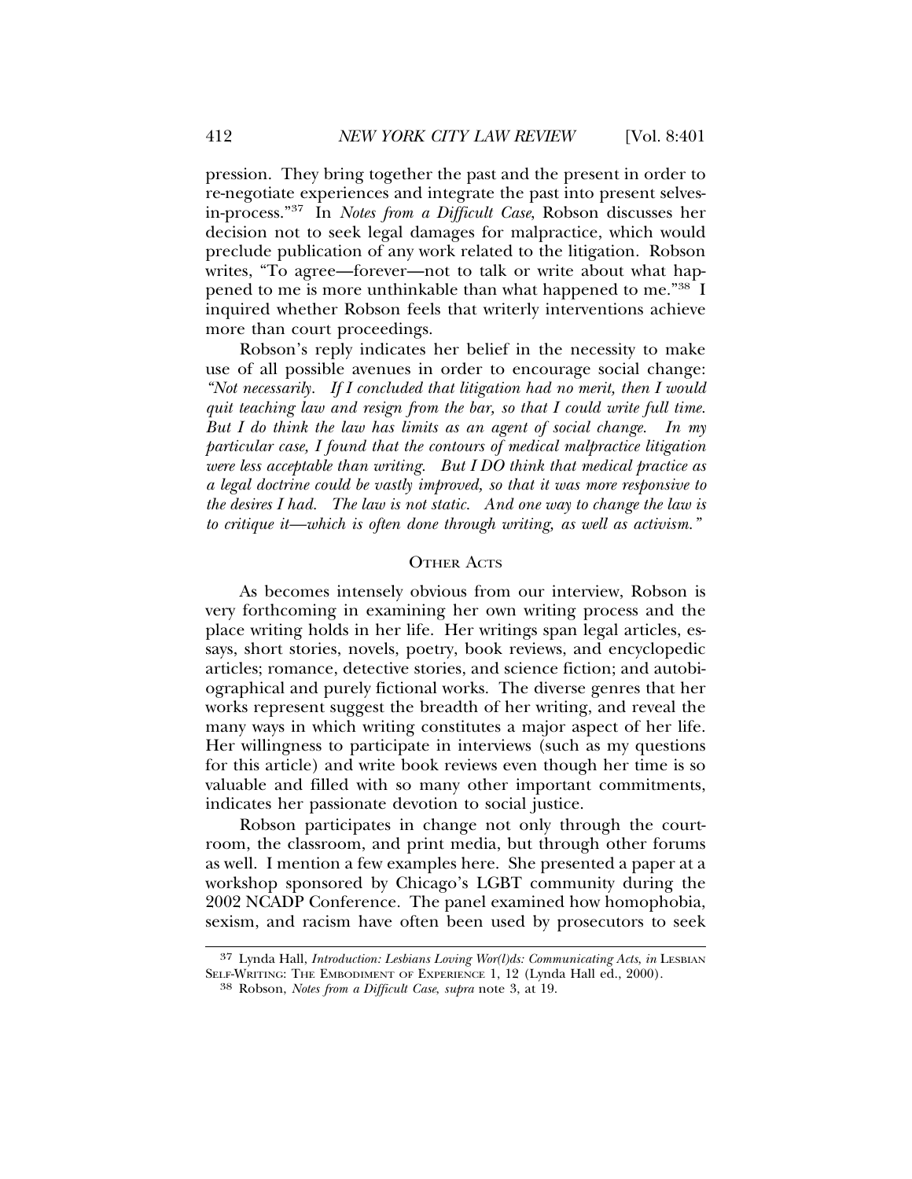pression. They bring together the past and the present in order to re-negotiate experiences and integrate the past into present selves-in-process."[37] In *Notes from a Difficult Case*, Robson discusses her decision not to seek legal damages for malpractice, which would preclude publication of any work related to the litigation. Robson writes, "To agree—forever—not to talk or write about what happened to me is more unthinkable than what happened to me."[38] I inquired whether Robson feels that writerly interventions achieve more than court proceedings.

Robson's reply indicates her belief in the necessity to make use of all possible avenues in order to encourage social change: *"Not necessarily. If I concluded that litigation had no merit, then I would quit teaching law and resign from the bar, so that I could write full time. But I do think the law has limits as an agent of social change. In my particular case, I found that the contours of medical malpractice litigation were less acceptable than writing. But I DO think that medical practice as a legal doctrine could be vastly improved, so that it was more responsive to the desires I had. The law is not static. And one way to change the law is to critique it—which is often done through writing, as well as activism."*

## Other Acts

As becomes intensely obvious from our interview, Robson is very forthcoming in examining her own writing process and the place writing holds in her life. Her writings span legal articles, essays, short stories, novels, poetry, book reviews, and encyclopedic articles; romance, detective stories, and science fiction; and autobiographical and purely fictional works. The diverse genres that her works represent suggest the breadth of her writing, and reveal the many ways in which writing constitutes a major aspect of her life. Her willingness to participate in interviews (such as my questions for this article) and write book reviews even though her time is so valuable and filled with so many other important commitments, indicates her passionate devotion to social justice.

Robson participates in change not only through the courtroom, the classroom, and print media, but through other forums as well. I mention a few examples here. She presented a paper at a workshop sponsored by Chicago's LGBT community during the 2002 NCADP Conference. The panel examined how homophobia, sexism, and racism have often been used by prosecutors to seek

---

[37] Lynda Hall, *Introduction: Lesbians Loving Wor(l)ds: Communicating Acts*, *in* Lesbian Self-Writing: The Embodiment of Experience 1, 12 (Lynda Hall ed., 2000).

[38] Robson, *Notes from a Difficult Case*, *supra* note 3, at 19.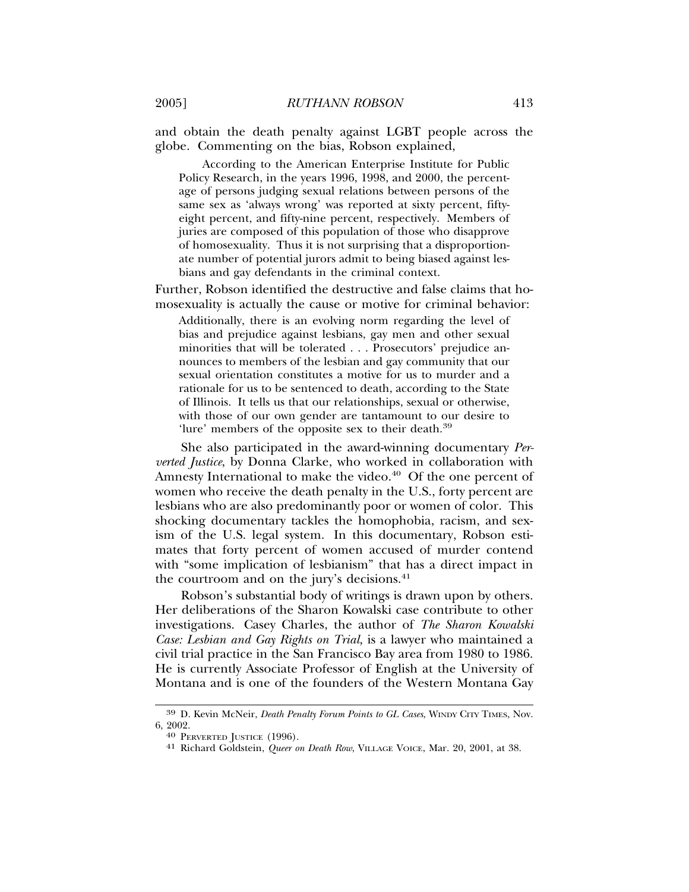and obtain the death penalty against LGBT people across the globe. Commenting on the bias, Robson explained,

> According to the American Enterprise Institute for Public Policy Research, in the years 1996, 1998, and 2000, the percentage of persons judging sexual relations between persons of the same sex as 'always wrong' was reported at sixty percent, fifty-eight percent, and fifty-nine percent, respectively. Members of juries are composed of this population of those who disapprove of homosexuality. Thus it is not surprising that a disproportionate number of potential jurors admit to being biased against lesbians and gay defendants in the criminal context.

Further, Robson identified the destructive and false claims that homosexuality is actually the cause or motive for criminal behavior:

> Additionally, there is an evolving norm regarding the level of bias and prejudice against lesbians, gay men and other sexual minorities that will be tolerated . . . Prosecutors' prejudice announces to members of the lesbian and gay community that our sexual orientation constitutes a motive for us to murder and a rationale for us to be sentenced to death, according to the State of Illinois. It tells us that our relationships, sexual or otherwise, with those of our own gender are tantamount to our desire to 'lure' members of the opposite sex to their death.[39]

She also participated in the award-winning documentary *Perverted Justice*, by Donna Clarke, who worked in collaboration with Amnesty International to make the video.[40] Of the one percent of women who receive the death penalty in the U.S., forty percent are lesbians who are also predominantly poor or women of color. This shocking documentary tackles the homophobia, racism, and sexism of the U.S. legal system. In this documentary, Robson estimates that forty percent of women accused of murder contend with "some implication of lesbianism" that has a direct impact in the courtroom and on the jury's decisions.[41]

Robson's substantial body of writings is drawn upon by others. Her deliberations of the Sharon Kowalski case contribute to other investigations. Casey Charles, the author of *The Sharon Kowalski Case: Lesbian and Gay Rights on Trial,* is a lawyer who maintained a civil trial practice in the San Francisco Bay area from 1980 to 1986. He is currently Associate Professor of English at the University of Montana and is one of the founders of the Western Montana Gay

---

39 D. Kevin McNeir, *Death Penalty Forum Points to GL Cases*, WINDY CITY TIMES, Nov. 6, 2002.

40 PERVERTED JUSTICE (1996).

41 Richard Goldstein, *Queer on Death Row*, VILLAGE VOICE, Mar. 20, 2001, at 38.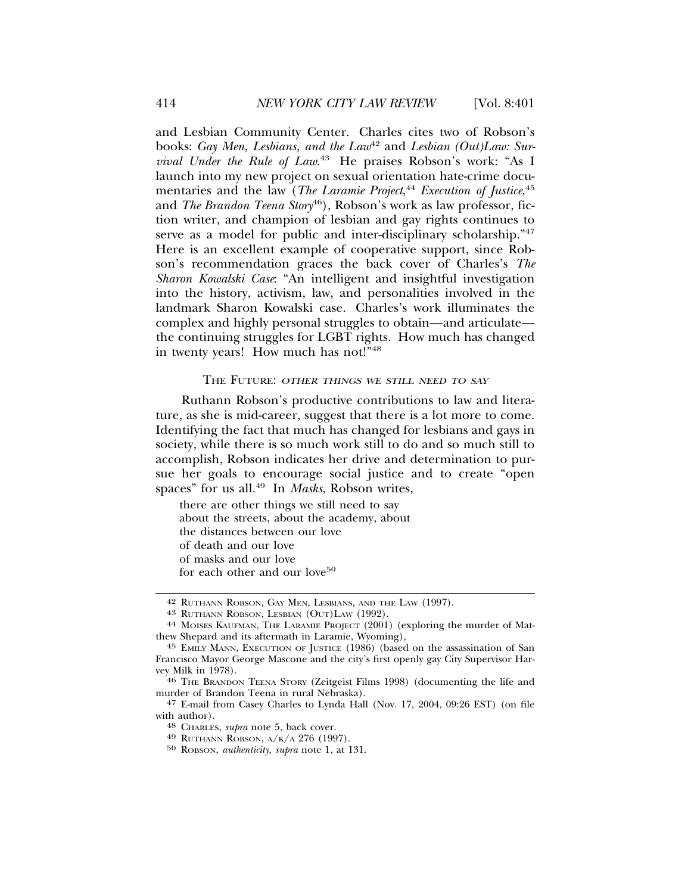and Lesbian Community Center. Charles cites two of Robson's books: *Gay Men, Lesbians, and the Law*[42] and *Lesbian (Out)Law: Survival Under the Rule of Law*.[43] He praises Robson's work: "As I launch into my new project on sexual orientation hate-crime documentaries and the law (*The Laramie Project*,[44] *Execution of Justice*,[45] and *The Brandon Teena Story*[46]), Robson's work as law professor, fiction writer, and champion of lesbian and gay rights continues to serve as a model for public and inter-disciplinary scholarship."[47] Here is an excellent example of cooperative support, since Robson's recommendation graces the back cover of Charles's *The Sharon Kowalski Case*: "An intelligent and insightful investigation into the history, activism, law, and personalities involved in the landmark Sharon Kowalski case. Charles's work illuminates the complex and highly personal struggles to obtain—and articulate—the continuing struggles for LGBT rights. How much has changed in twenty years! How much has not!"[48]

## THE FUTURE: *OTHER THINGS WE STILL NEED TO SAY*

Ruthann Robson's productive contributions to law and literature, as she is mid-career, suggest that there is a lot more to come. Identifying the fact that much has changed for lesbians and gays in society, while there is so much work still to do and so much still to accomplish, Robson indicates her drive and determination to pursue her goals to encourage social justice and to create "open spaces" for us all.[49] In *Masks*, Robson writes,

> there are other things we still need to say
> about the streets, about the academy, about
> the distances between our love
> of death and our love
> of masks and our love
> for each other and our love[50]

---

42 RUTHANN ROBSON, GAY MEN, LESBIANS, AND THE LAW (1997).

43 RUTHANN ROBSON, LESBIAN (OUT)LAW (1992).

44 MOISES KAUFMAN, THE LARAMIE PROJECT (2001) (exploring the murder of Matthew Shepard and its aftermath in Laramie, Wyoming),

45 EMILY MANN, EXECUTION OF JUSTICE (1986) (based on the assassination of San Francisco Mayor George Mascone and the city's first openly gay City Supervisor Harvey Milk in 1978).

46 THE BRANDON TEENA STORY (Zeitgeist Films 1998) (documenting the life and murder of Brandon Teena in rural Nebraska).

47 E-mail from Casey Charles to Lynda Hall (Nov. 17, 2004, 09:26 EST) (on file with author).

48 CHARLES, *supra* note 5, back cover.

49 RUTHANN ROBSON, A/K/A 276 (1997).

50 ROBSON, *authenticity*, *supra* note 1, at 131.